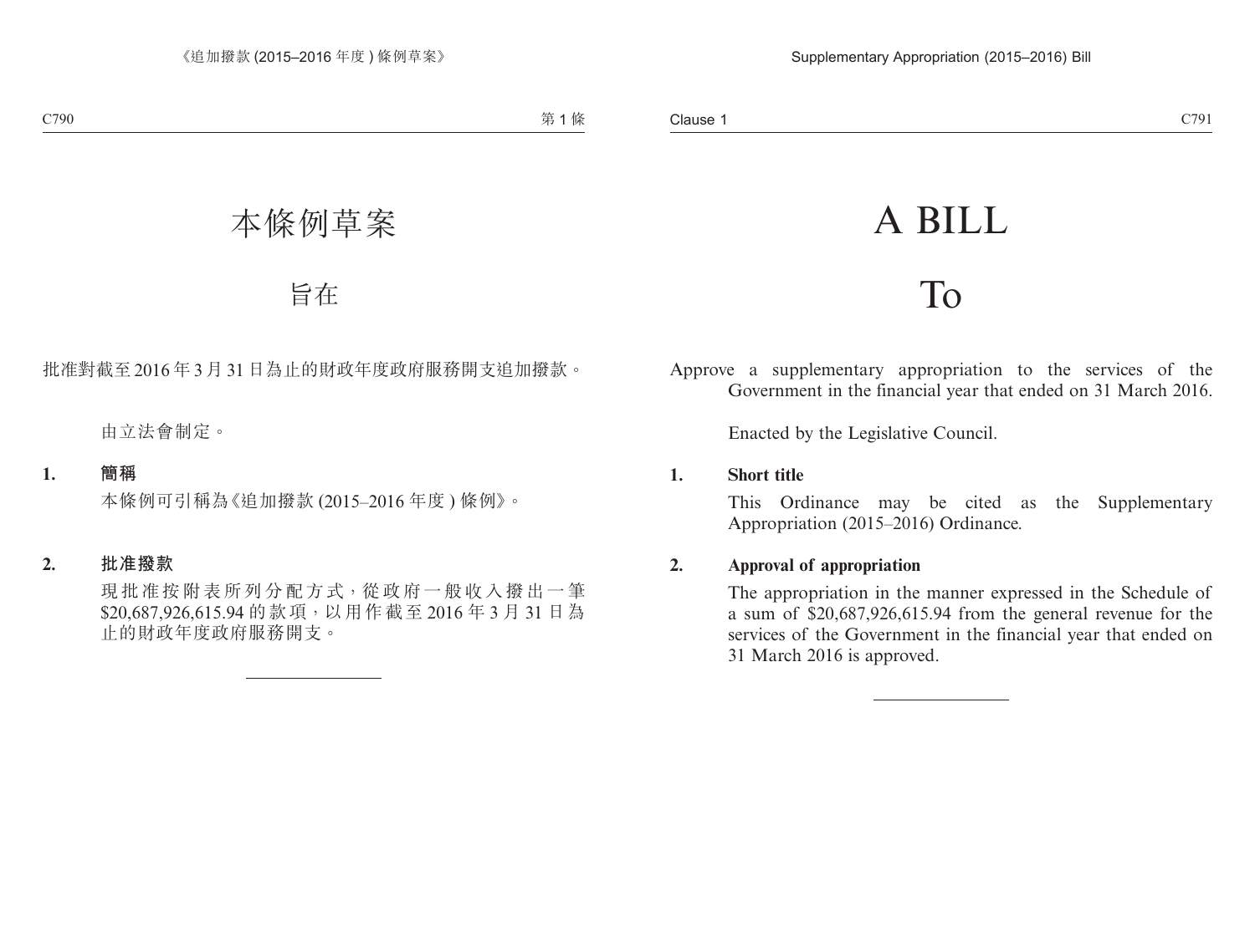# 本條例草案

## 旨在

批准對截至2016年3月31日為止的財政年度政府服務開支追加撥款。

由立法會制定。

**1. 簡稱**

本條例可引稱為《追加撥款(2015–2016年度)條例》。

**2. 批准撥款**

現批准按附表所列分配方式，從政府一般收入撥出一筆$20,687,926,615.94的款項，以用作截至2016年3月31日為止的財政年度政府服務開支。

---

# A BILL

## To

Approve a supplementary appropriation to the services of the Government in the financial year that ended on 31 March 2016.

Enacted by the Legislative Council.

**1. Short title**

This Ordinance may be cited as the Supplementary Appropriation (2015–2016) Ordinance.

**2. Approval of appropriation**

The appropriation in the manner expressed in the Schedule of a sum of $20,687,926,615.94 from the general revenue for the services of the Government in the financial year that ended on 31 March 2016 is approved.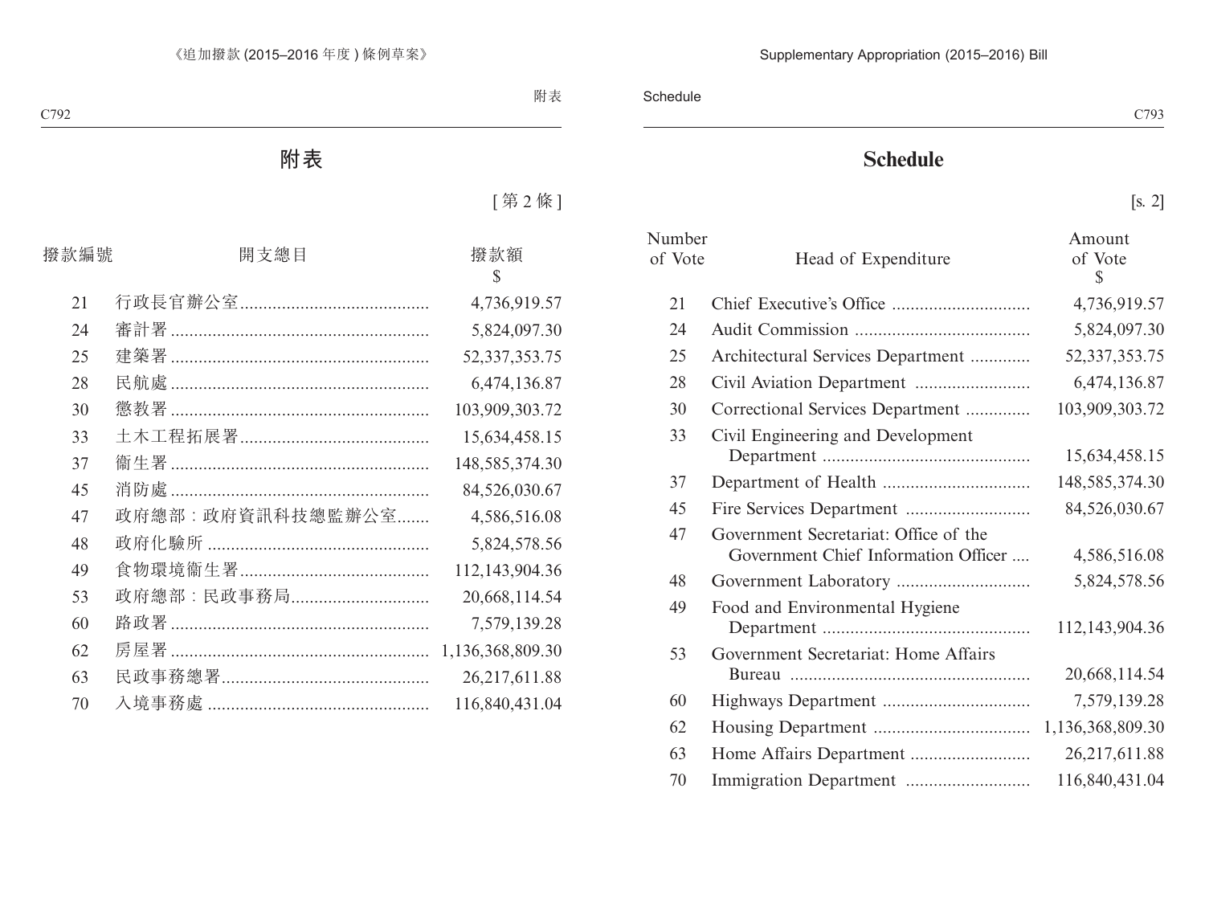# 附表

[第 2 條]

| 撥款編號 | 開支總目 | 撥款額 $ |
|---|---|---|
| 21 | 行政長官辦公室 | 4,736,919.57 |
| 24 | 審計署 | 5,824,097.30 |
| 25 | 建築署 | 52,337,353.75 |
| 28 | 民航處 | 6,474,136.87 |
| 30 | 懲教署 | 103,909,303.72 |
| 33 | 土木工程拓展署 | 15,634,458.15 |
| 37 | 衞生署 | 148,585,374.30 |
| 45 | 消防處 | 84,526,030.67 |
| 47 | 政府總部：政府資訊科技總監辦公室 | 4,586,516.08 |
| 48 | 政府化驗所 | 5,824,578.56 |
| 49 | 食物環境衞生署 | 112,143,904.36 |
| 53 | 政府總部：民政事務局 | 20,668,114.54 |
| 60 | 路政署 | 7,579,139.28 |
| 62 | 房屋署 | 1,136,368,809.30 |
| 63 | 民政事務總署 | 26,217,611.88 |
| 70 | 入境事務處 | 116,840,431.04 |

# Schedule

[s. 2]

| Number of Vote | Head of Expenditure | Amount of Vote $ |
|---|---|---|
| 21 | Chief Executive's Office | 4,736,919.57 |
| 24 | Audit Commission | 5,824,097.30 |
| 25 | Architectural Services Department | 52,337,353.75 |
| 28 | Civil Aviation Department | 6,474,136.87 |
| 30 | Correctional Services Department | 103,909,303.72 |
| 33 | Civil Engineering and Development Department | 15,634,458.15 |
| 37 | Department of Health | 148,585,374.30 |
| 45 | Fire Services Department | 84,526,030.67 |
| 47 | Government Secretariat: Office of the Government Chief Information Officer | 4,586,516.08 |
| 48 | Government Laboratory | 5,824,578.56 |
| 49 | Food and Environmental Hygiene Department | 112,143,904.36 |
| 53 | Government Secretariat: Home Affairs Bureau | 20,668,114.54 |
| 60 | Highways Department | 7,579,139.28 |
| 62 | Housing Department | 1,136,368,809.30 |
| 63 | Home Affairs Department | 26,217,611.88 |
| 70 | Immigration Department | 116,840,431.04 |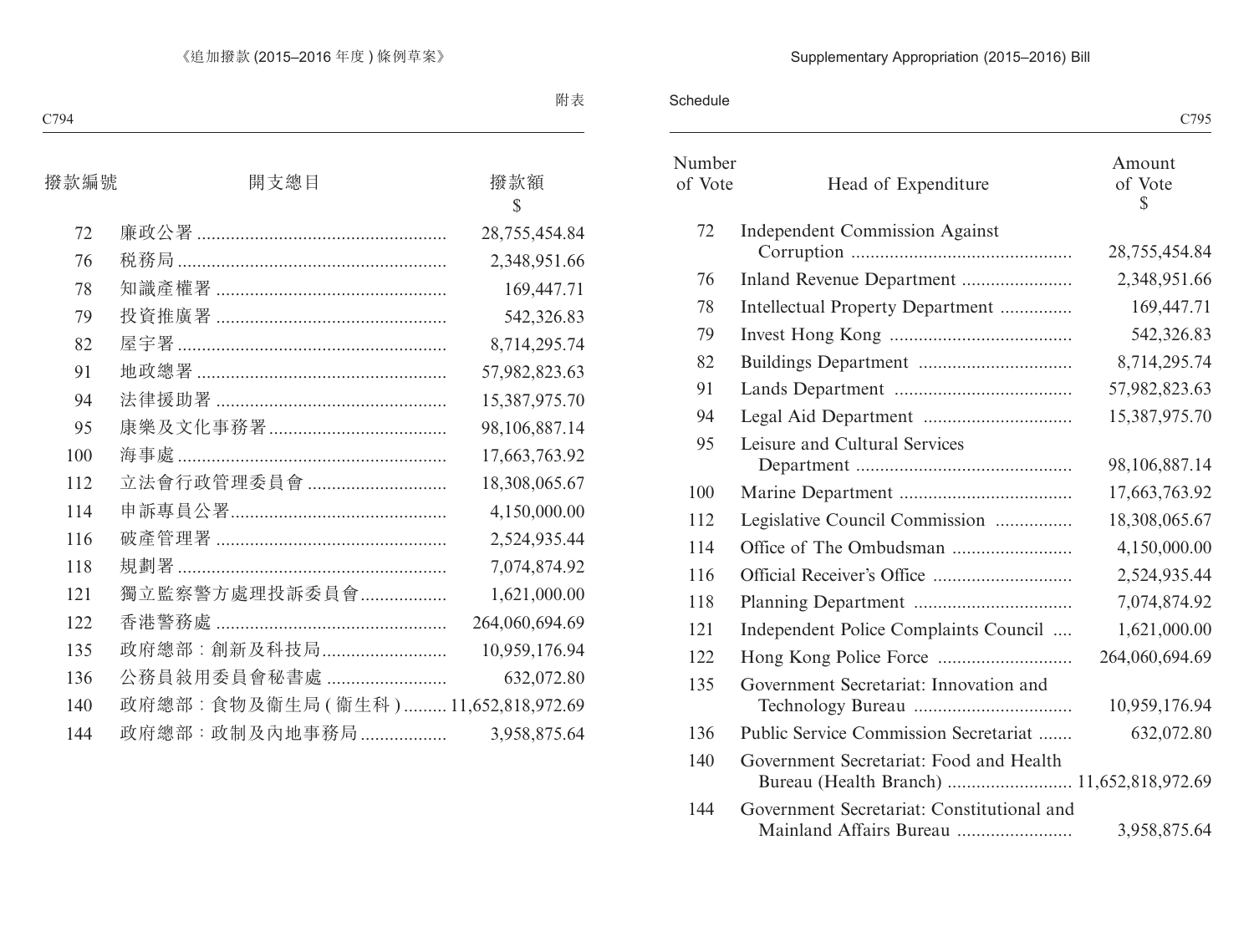附表

| 撥款編號 | 開支總目 | 撥款額 $ |
|---|---|---|
| 72 | 廉政公署 | 28,755,454.84 |
| 76 | 税務局 | 2,348,951.66 |
| 78 | 知識產權署 | 169,447.71 |
| 79 | 投資推廣署 | 542,326.83 |
| 82 | 屋宇署 | 8,714,295.74 |
| 91 | 地政總署 | 57,982,823.63 |
| 94 | 法律援助署 | 15,387,975.70 |
| 95 | 康樂及文化事務署 | 98,106,887.14 |
| 100 | 海事處 | 17,663,763.92 |
| 112 | 立法會行政管理委員會 | 18,308,065.67 |
| 114 | 申訴專員公署 | 4,150,000.00 |
| 116 | 破產管理署 | 2,524,935.44 |
| 118 | 規劃署 | 7,074,874.92 |
| 121 | 獨立監察警方處理投訴委員會 | 1,621,000.00 |
| 122 | 香港警務處 | 264,060,694.69 |
| 135 | 政府總部：創新及科技局 | 10,959,176.94 |
| 136 | 公務員敍用委員會秘書處 | 632,072.80 |
| 140 | 政府總部：食物及衞生局 ( 衞生科 ) | 11,652,818,972.69 |
| 144 | 政府總部：政制及內地事務局 | 3,958,875.64 |

Schedule

| Number of Vote | Head of Expenditure | Amount of Vote $ |
|---|---|---|
| 72 | Independent Commission Against Corruption | 28,755,454.84 |
| 76 | Inland Revenue Department | 2,348,951.66 |
| 78 | Intellectual Property Department | 169,447.71 |
| 79 | Invest Hong Kong | 542,326.83 |
| 82 | Buildings Department | 8,714,295.74 |
| 91 | Lands Department | 57,982,823.63 |
| 94 | Legal Aid Department | 15,387,975.70 |
| 95 | Leisure and Cultural Services Department | 98,106,887.14 |
| 100 | Marine Department | 17,663,763.92 |
| 112 | Legislative Council Commission | 18,308,065.67 |
| 114 | Office of The Ombudsman | 4,150,000.00 |
| 116 | Official Receiver's Office | 2,524,935.44 |
| 118 | Planning Department | 7,074,874.92 |
| 121 | Independent Police Complaints Council | 1,621,000.00 |
| 122 | Hong Kong Police Force | 264,060,694.69 |
| 135 | Government Secretariat: Innovation and Technology Bureau | 10,959,176.94 |
| 136 | Public Service Commission Secretariat | 632,072.80 |
| 140 | Government Secretariat: Food and Health Bureau (Health Branch) | 11,652,818,972.69 |
| 144 | Government Secretariat: Constitutional and Mainland Affairs Bureau | 3,958,875.64 |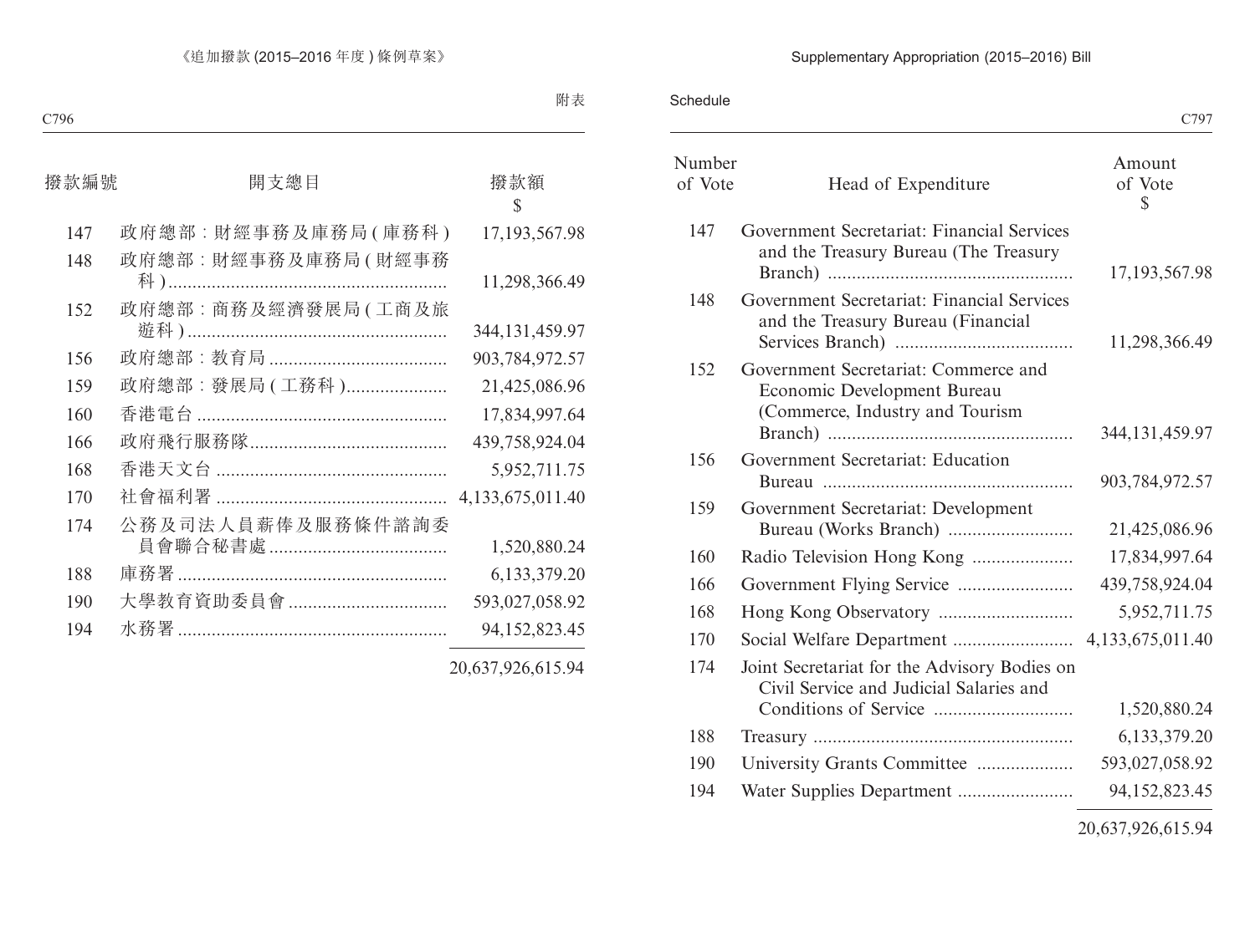附表

| 撥款編號 | 開支總目 | 撥款額 $ |
|---|---|---|
| 147 | 政府總部：財經事務及庫務局 (庫務科) | 17,193,567.98 |
| 148 | 政府總部：財經事務及庫務局 (財經事務科) | 11,298,366.49 |
| 152 | 政府總部：商務及經濟發展局 (工商及旅遊科) | 344,131,459.97 |
| 156 | 政府總部：教育局 | 903,784,972.57 |
| 159 | 政府總部：發展局 (工務科) | 21,425,086.96 |
| 160 | 香港電台 | 17,834,997.64 |
| 166 | 政府飛行服務隊 | 439,758,924.04 |
| 168 | 香港天文台 | 5,952,711.75 |
| 170 | 社會福利署 | 4,133,675,011.40 |
| 174 | 公務及司法人員薪俸及服務條件諮詢委員會聯合秘書處 | 1,520,880.24 |
| 188 | 庫務署 | 6,133,379.20 |
| 190 | 大學教育資助委員會 | 593,027,058.92 |
| 194 | 水務署 | 94,152,823.45 |
| | | 20,637,926,615.94 |

Schedule

| Number of Vote | Head of Expenditure | Amount of Vote $ |
|---|---|---|
| 147 | Government Secretariat: Financial Services and the Treasury Bureau (The Treasury Branch) | 17,193,567.98 |
| 148 | Government Secretariat: Financial Services and the Treasury Bureau (Financial Services Branch) | 11,298,366.49 |
| 152 | Government Secretariat: Commerce and Economic Development Bureau (Commerce, Industry and Tourism Branch) | 344,131,459.97 |
| 156 | Government Secretariat: Education Bureau | 903,784,972.57 |
| 159 | Government Secretariat: Development Bureau (Works Branch) | 21,425,086.96 |
| 160 | Radio Television Hong Kong | 17,834,997.64 |
| 166 | Government Flying Service | 439,758,924.04 |
| 168 | Hong Kong Observatory | 5,952,711.75 |
| 170 | Social Welfare Department | 4,133,675,011.40 |
| 174 | Joint Secretariat for the Advisory Bodies on Civil Service and Judicial Salaries and Conditions of Service | 1,520,880.24 |
| 188 | Treasury | 6,133,379.20 |
| 190 | University Grants Committee | 593,027,058.92 |
| 194 | Water Supplies Department | 94,152,823.45 |
| | | 20,637,926,615.94 |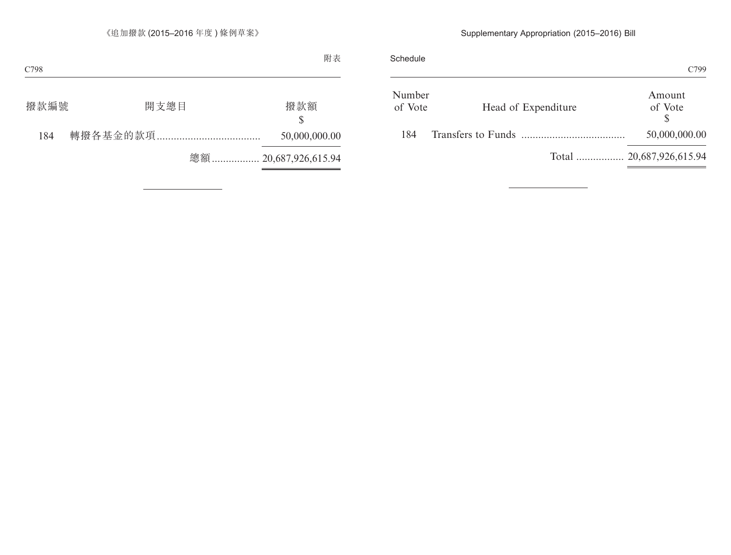附表

| 撥款編號 | 開支總目 | 撥款額 $ |
|---|---|---|
| 184 | 轉撥各基金的款項 | 50,000,000.00 |
| | 總額 | 20,687,926,615.94 |

Schedule

| Number of Vote | Head of Expenditure | Amount of Vote $ |
|---|---|---|
| 184 | Transfers to Funds | 50,000,000.00 |
| | Total | 20,687,926,615.94 |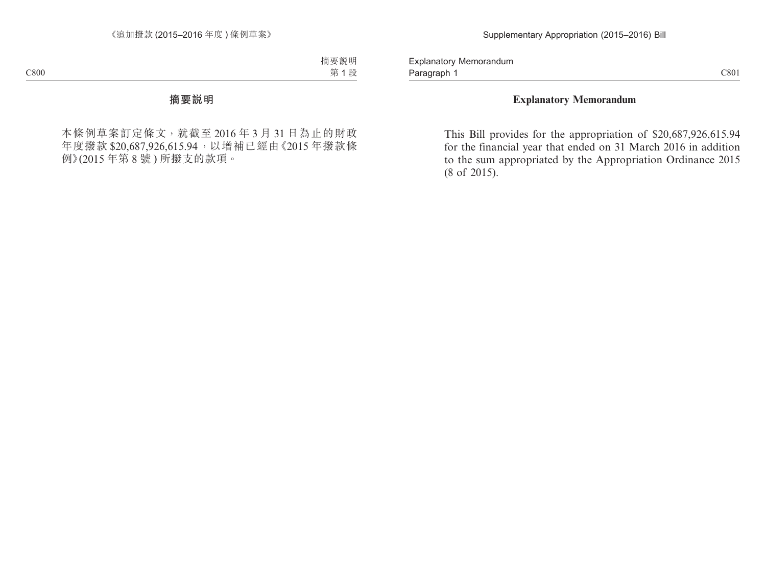## 摘要說明

本條例草案訂定條文，就截至 2016 年 3 月 31 日為止的財政年度撥款 $20,687,926,615.94，以增補已經由《2015 年撥款條例》(2015 年第 8 號 ) 所撥支的款項。

## Explanatory Memorandum

This Bill provides for the appropriation of $20,687,926,615.94 for the financial year that ended on 31 March 2016 in addition to the sum appropriated by the Appropriation Ordinance 2015 (8 of 2015).